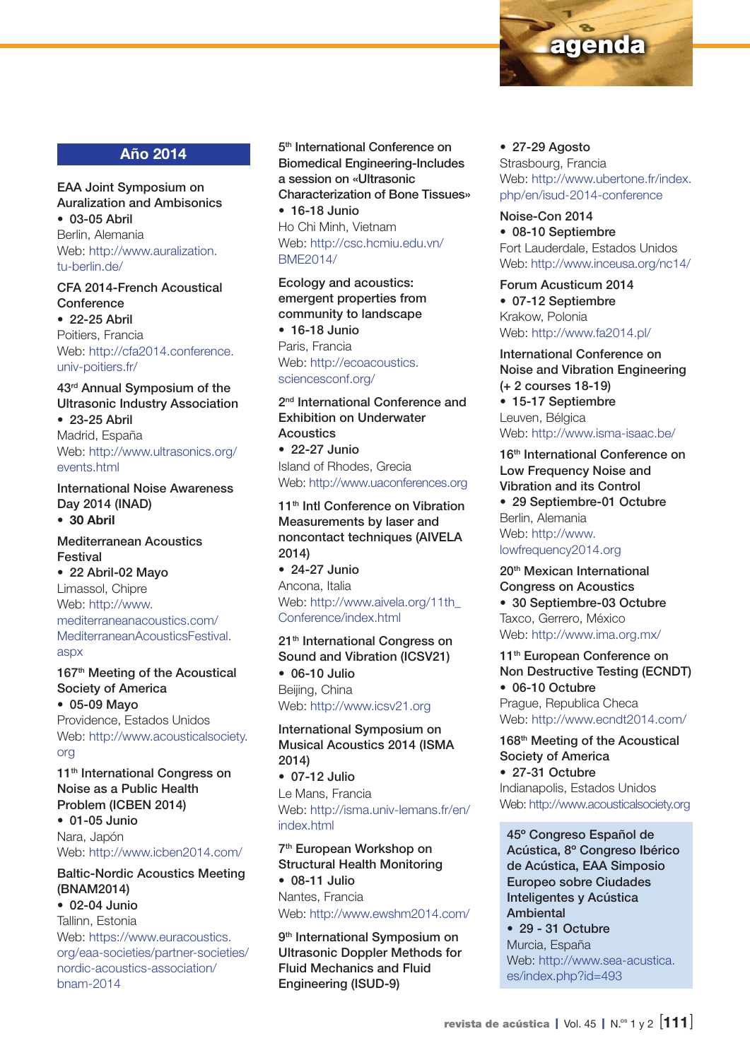# agenda

## Año 2014

**EAA Joint Symposium on Auralization and Ambisonics**
- **03-05 Abril**

Berlin, Alemania
Web: http://www.auralization.tu-berlin.de/

**CFA 2014-French Acoustical Conference**
- **22-25 Abril**

Poitiers, Francia
Web: http://cfa2014.conference.univ-poitiers.fr/

**43rd Annual Symposium of the Ultrasonic Industry Association**
- **23-25 Abril**

Madrid, España
Web: http://www.ultrasonics.org/events.html

**International Noise Awareness Day 2014 (INAD)**
- **30 Abril**

**Mediterranean Acoustics Festival**
- **22 Abril-02 Mayo**

Limassol, Chipre
Web: http://www.mediterraneanacoustics.com/MediterraneanAcousticsFestival.aspx

**167th Meeting of the Acoustical Society of America**
- **05-09 Mayo**

Providence, Estados Unidos
Web: http://www.acousticalsociety.org

**11th International Congress on Noise as a Public Health Problem (ICBEN 2014)**
- **01-05 Junio**

Nara, Japón
Web: http://www.icben2014.com/

**Baltic-Nordic Acoustics Meeting (BNAM2014)**
- **02-04 Junio**

Tallinn, Estonia
Web: https://www.euracoustics.org/eaa-societies/partner-societies/nordic-acoustics-association/bnam-2014

**5th International Conference on Biomedical Engineering-Includes a session on «Ultrasonic Characterization of Bone Tissues»**
- **16-18 Junio**

Ho Chi Minh, Vietnam
Web: http://csc.hcmiu.edu.vn/BME2014/

**Ecology and acoustics: emergent properties from community to landscape**
- **16-18 Junio**

Paris, Francia
Web: http://ecoacoustics.sciencesconf.org/

**2nd International Conference and Exhibition on Underwater Acoustics**
- **22-27 Junio**

Island of Rhodes, Grecia
Web: http://www.uaconferences.org

**11th Intl Conference on Vibration Measurements by laser and noncontact techniques (AIVELA 2014)**
- **24-27 Junio**

Ancona, Italia
Web: http://www.aivela.org/11th_Conference/index.html

**21th International Congress on Sound and Vibration (ICSV21)**
- **06-10 Julio**

Beijing, China
Web: http://www.icsv21.org

**International Symposium on Musical Acoustics 2014 (ISMA 2014)**
- **07-12 Julio**

Le Mans, Francia
Web: http://isma.univ-lemans.fr/en/index.html

**7th European Workshop on Structural Health Monitoring**
- **08-11 Julio**

Nantes, Francia
Web: http://www.ewshm2014.com/

**9th International Symposium on Ultrasonic Doppler Methods for Fluid Mechanics and Fluid Engineering (ISUD-9)**
- **27-29 Agosto**

Strasbourg, Francia
Web: http://www.ubertone.fr/index.php/en/isud-2014-conference

**Noise-Con 2014**
- **08-10 Septiembre**

Fort Lauderdale, Estados Unidos
Web: http://www.inceusa.org/nc14/

**Forum Acusticum 2014**
- **07-12 Septiembre**

Krakow, Polonia
Web: http://www.fa2014.pl/

**International Conference on Noise and Vibration Engineering (+ 2 courses 18-19)**
- **15-17 Septiembre**

Leuven, Bélgica
Web: http://www.isma-isaac.be/

**16th International Conference on Low Frequency Noise and Vibration and its Control**
- **29 Septiembre-01 Octubre**

Berlin, Alemania
Web: http://www.lowfrequency2014.org

**20th Mexican International Congress on Acoustics**
- **30 Septiembre-03 Octubre**

Taxco, Gerrero, México
Web: http://www.ima.org.mx/

**11th European Conference on Non Destructive Testing (ECNDT)**
- **06-10 Octubre**

Prague, Republica Checa
Web: http://www.ecndt2014.com/

**168th Meeting of the Acoustical Society of America**
- **27-31 Octubre**

Indianapolis, Estados Unidos
Web: http://www.acousticalsociety.org

**45º Congreso Español de Acústica, 8º Congreso Ibérico de Acústica, EAA Simposio Europeo sobre Ciudades Inteligentes y Acústica Ambiental**
- **29 - 31 Octubre**

Murcia, España
Web: http://www.sea-acustica.es/index.php?id=493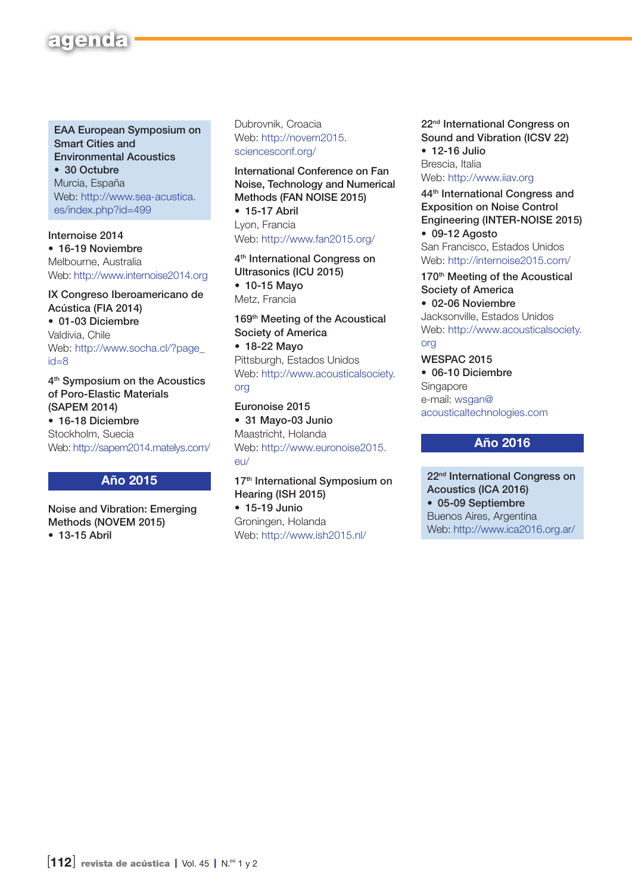# agenda

**EAA European Symposium on Smart Cities and Environmental Acoustics**
- **30 Octubre**

Murcia, España
Web: http://www.sea-acustica.es/index.php?id=499

**Internoise 2014**
- **16-19 Noviembre**

Melbourne, Australia
Web: http://www.internoise2014.org

**IX Congreso Iberoamericano de Acústica (FIA 2014)**
- **01-03 Diciembre**

Valdivia, Chile
Web: http://www.socha.cl/?page_id=8

**4th Symposium on the Acoustics of Poro-Elastic Materials (SAPEM 2014)**
- **16-18 Diciembre**

Stockholm, Suecia
Web: http://sapem2014.matelys.com/

## Año 2015

**Noise and Vibration: Emerging Methods (NOVEM 2015)**
- **13-15 Abril**

Dubrovnik, Croacia
Web: http://novem2015.sciencesconf.org/

**International Conference on Fan Noise, Technology and Numerical Methods (FAN NOISE 2015)**
- **15-17 Abril**

Lyon, Francia
Web: http://www.fan2015.org/

**4th International Congress on Ultrasonics (ICU 2015)**
- **10-15 Mayo**

Metz, Francia

**169th Meeting of the Acoustical Society of America**
- **18-22 Mayo**

Pittsburgh, Estados Unidos
Web: http://www.acousticalsociety.org

**Euronoise 2015**
- **31 Mayo-03 Junio**

Maastricht, Holanda
Web: http://www.euronoise2015.eu/

**17th International Symposium on Hearing (ISH 2015)**
- **15-19 Junio**

Groningen, Holanda
Web: http://www.ish2015.nl/

**22nd International Congress on Sound and Vibration (ICSV 22)**
- **12-16 Julio**

Brescia, Italia
Web: http://www.iiav.org

**44th International Congress and Exposition on Noise Control Engineering (INTER-NOISE 2015)**
- **09-12 Agosto**

San Francisco, Estados Unidos
Web: http://internoise2015.com/

**170th Meeting of the Acoustical Society of America**
- **02-06 Noviembre**

Jacksonville, Estados Unidos
Web: http://www.acousticalsociety.org

**WESPAC 2015**
- **06-10 Diciembre**

Singapore
e-mail: wsgan@acoustical­technologies.com

## Año 2016

**22nd International Congress on Acoustics (ICA 2016)**
- **05-09 Septiembre**

Buenos Aires, Argentina
Web: http://www.ica2016.org.ar/